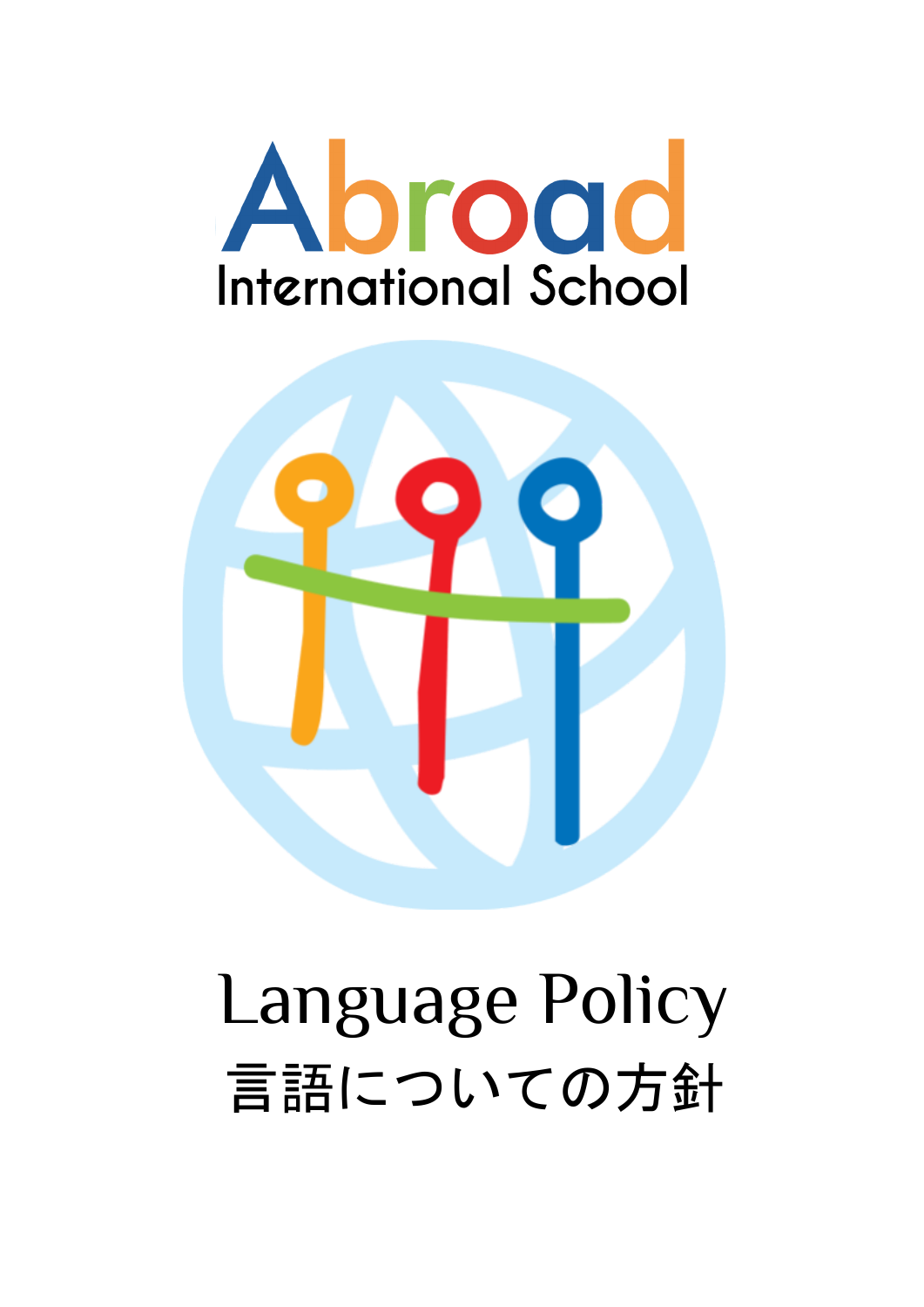# Abroad International School

# Language Policy

## 言語についての方針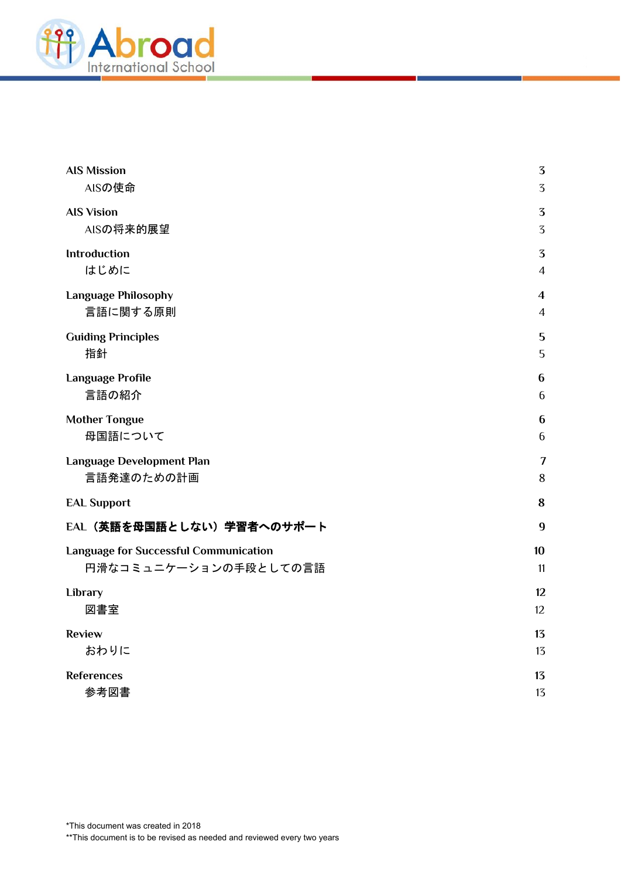| | |
|---|---|
| AIS Mission | 3 |
| AISの使命 | 3 |
| AIS Vision | 3 |
| AISの将来的展望 | 3 |
| Introduction | 3 |
| はじめに | 4 |
| Language Philosophy | 4 |
| 言語に関する原則 | 4 |
| Guiding Principles | 5 |
| 指針 | 5 |
| Language Profile | 6 |
| 言語の紹介 | 6 |
| Mother Tongue | 6 |
| 母国語について | 6 |
| Language Development Plan | 7 |
| 言語発達のための計画 | 8 |
| EAL Support | 8 |
| EAL（英語を母国語としない）学習者へのサポート | 9 |
| Language for Successful Communication | 10 |
| 円滑なコミュニケーションの手段としての言語 | 11 |
| Library | 12 |
| 図書室 | 12 |
| Review | 13 |
| おわりに | 13 |
| References | 13 |
| 参考図書 | 13 |

*This document was created in 2018
**This document is to be revised as needed and reviewed every two years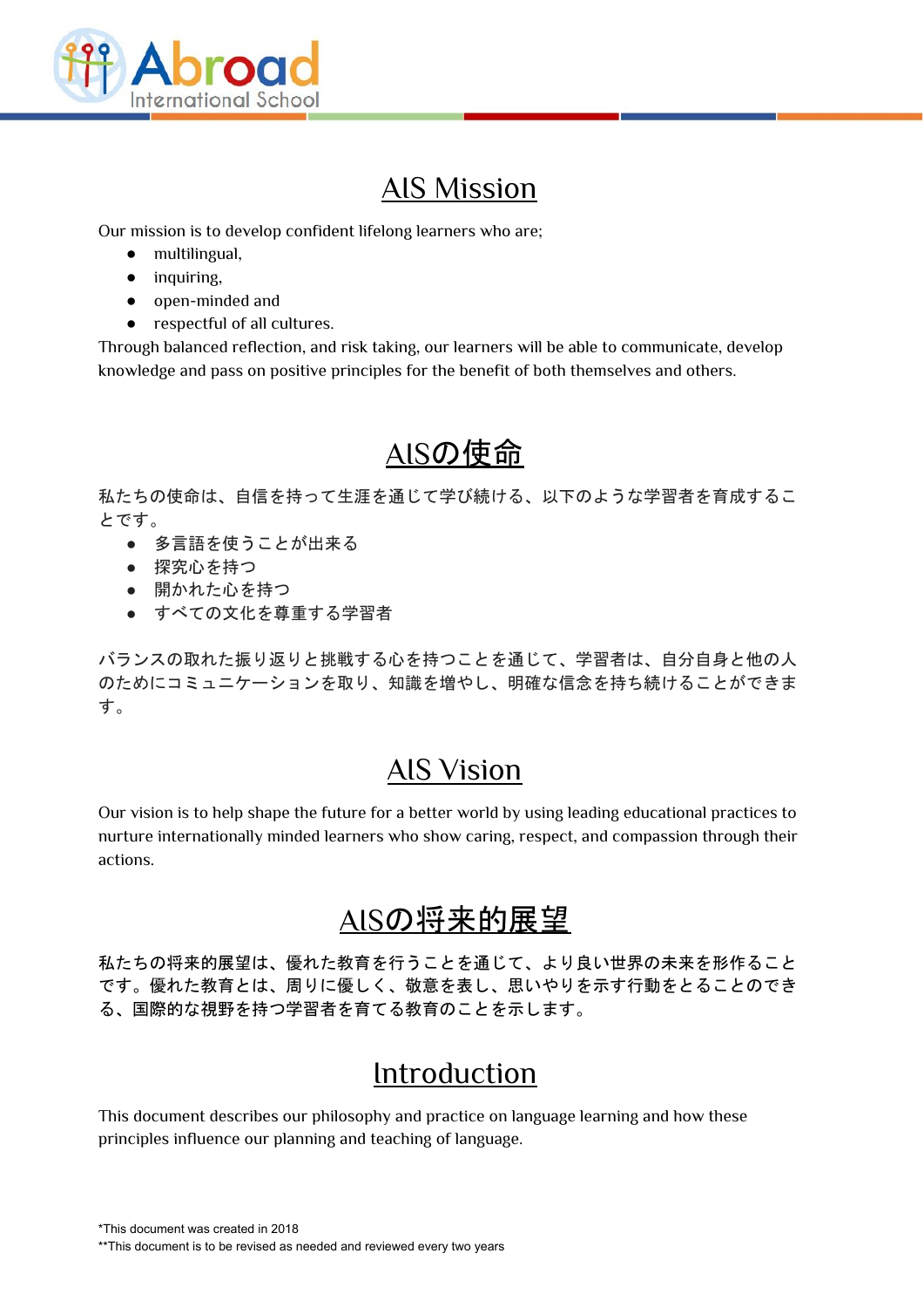# AIS Mission

Our mission is to develop confident lifelong learners who are;

- multilingual,
- inquiring,
- open-minded and
- respectful of all cultures.

Through balanced reflection, and risk taking, our learners will be able to communicate, develop knowledge and pass on positive principles for the benefit of both themselves and others.

# AISの使命

私たちの使命は、自信を持って生涯を通じて学び続ける、以下のような学習者を育成することです。

- 多言語を使うことが出来る
- 探究心を持つ
- 開かれた心を持つ
- すべての文化を尊重する学習者

バランスの取れた振り返りと挑戦する心を持つことを通じて、学習者は、自分自身と他の人のためにコミュニケーションを取り、知識を増やし、明確な信念を持ち続けることができます。

# AIS Vision

Our vision is to help shape the future for a better world by using leading educational practices to nurture internationally minded learners who show caring, respect, and compassion through their actions.

# AISの将来的展望

私たちの将来的展望は、優れた教育を行うことを通じて、より良い世界の未来を形作ることです。優れた教育とは、周りに優しく、敬意を表し、思いやりを示す行動をとることのできる、国際的な視野を持つ学習者を育てる教育のことを示します。

# Introduction

This document describes our philosophy and practice on language learning and how these principles influence our planning and teaching of language.

*This document was created in 2018
**This document is to be revised as needed and reviewed every two years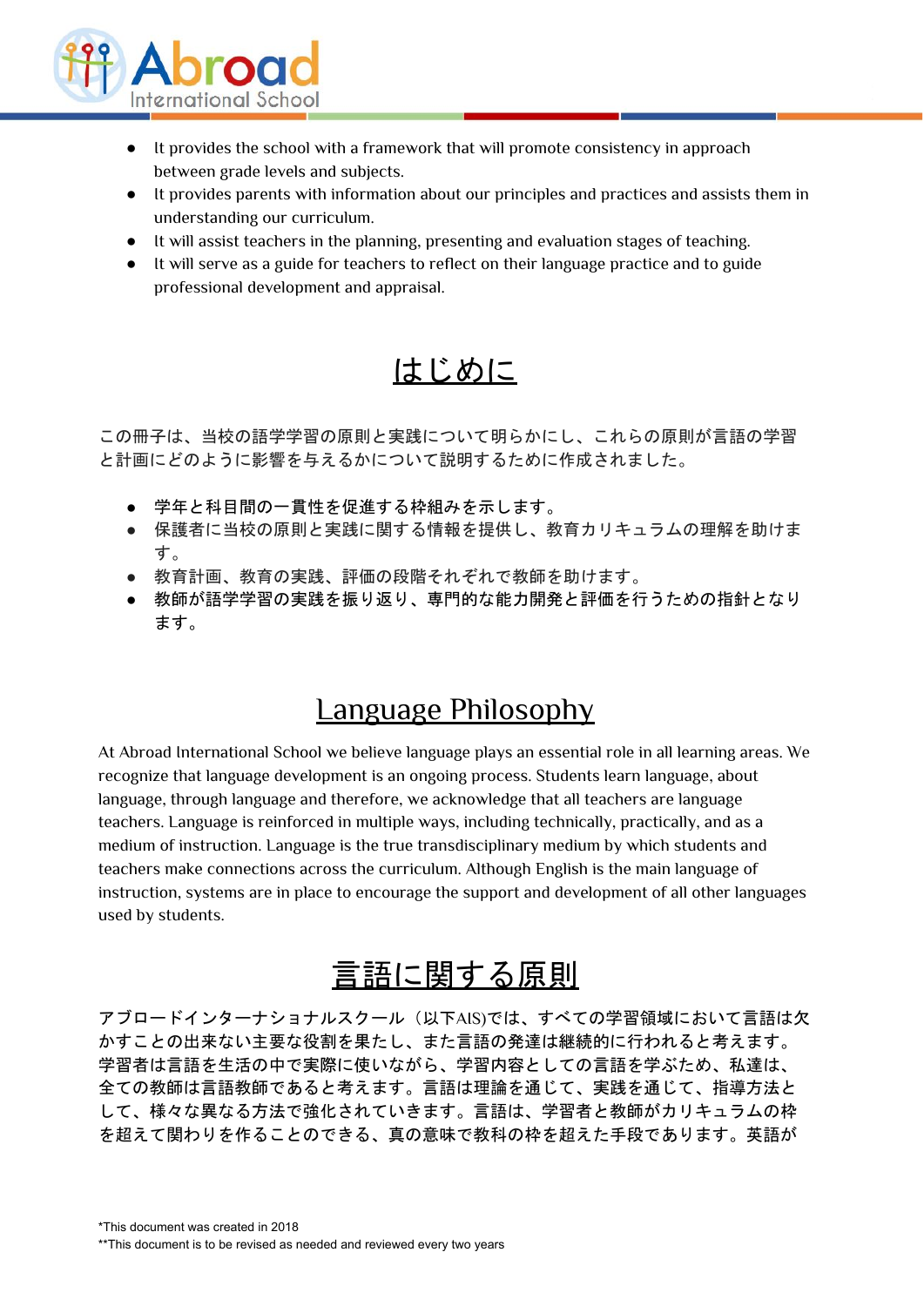- It provides the school with a framework that will promote consistency in approach between grade levels and subjects.
- It provides parents with information about our principles and practices and assists them in understanding our curriculum.
- It will assist teachers in the planning, presenting and evaluation stages of teaching.
- It will serve as a guide for teachers to reflect on their language practice and to guide professional development and appraisal.

## はじめに

この冊子は、当校の語学学習の原則と実践について明らかにし、これらの原則が言語の学習と計画にどのように影響を与えるかについて説明するために作成されました。

- 学年と科目間の一貫性を促進する枠組みを示します。
- 保護者に当校の原則と実践に関する情報を提供し、教育カリキュラムの理解を助けます。
- 教育計画、教育の実践、評価の段階それぞれで教師を助けます。
- 教師が語学学習の実践を振り返り、専門的な能力開発と評価を行うための指針となります。

## Language Philosophy

At Abroad International School we believe language plays an essential role in all learning areas. We recognize that language development is an ongoing process. Students learn language, about language, through language and therefore, we acknowledge that all teachers are language teachers. Language is reinforced in multiple ways, including technically, practically, and as a medium of instruction. Language is the true transdisciplinary medium by which students and teachers make connections across the curriculum. Although English is the main language of instruction, systems are in place to encourage the support and development of all other languages used by students.

## 言語に関する原則

アブロードインターナショナルスクール（以下AIS)では、すべての学習領域において言語は欠かすことの出来ない主要な役割を果たし、また言語の発達は継続的に行われると考えます。学習者は言語を生活の中で実際に使いながら、学習内容としての言語を学ぶため、私達は、全ての教師は言語教師であると考えます。言語は理論を通じて、実践を通じて、指導方法として、様々な異なる方法で強化されていきます。言語は、学習者と教師がカリキュラムの枠を超えて関わりを作ることのできる、真の意味で教科の枠を超えた手段であります。英語が

*This document was created in 2018
**This document is to be revised as needed and reviewed every two years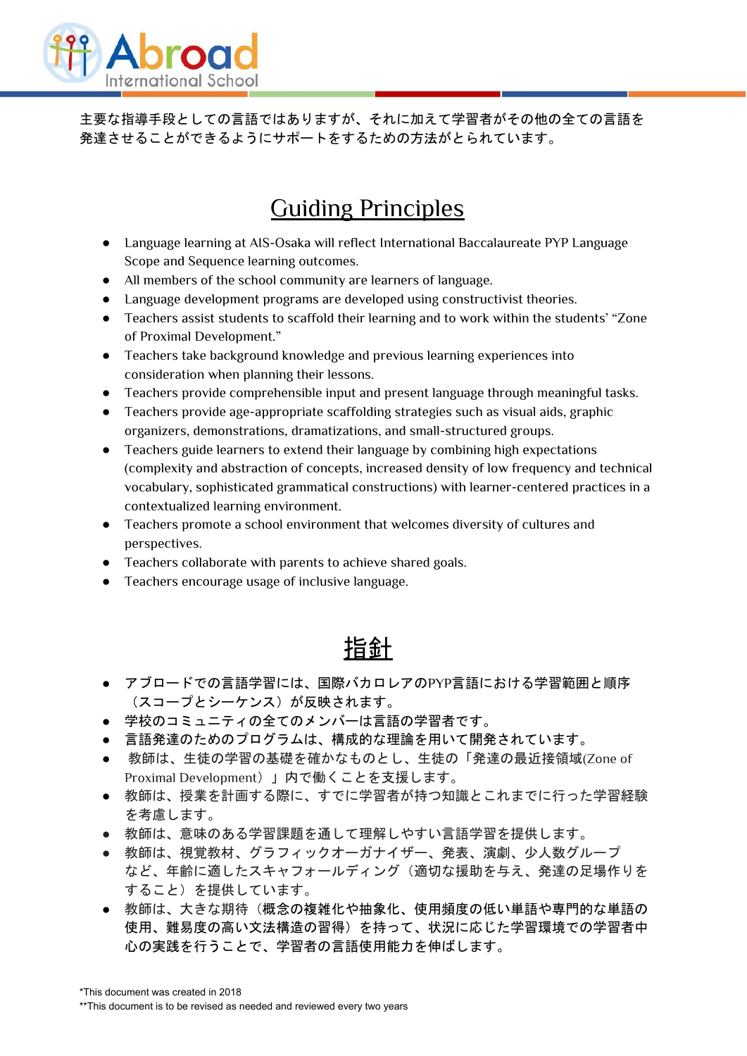主要な指導手段としての言語ではありますが、それに加えて学習者がその他の全ての言語を発達させることができるようにサポートをするための方法がとられています。

## Guiding Principles

- Language learning at AIS-Osaka will reflect International Baccalaureate PYP Language Scope and Sequence learning outcomes.
- All members of the school community are learners of language.
- Language development programs are developed using constructivist theories.
- Teachers assist students to scaffold their learning and to work within the students' "Zone of Proximal Development."
- Teachers take background knowledge and previous learning experiences into consideration when planning their lessons.
- Teachers provide comprehensible input and present language through meaningful tasks.
- Teachers provide age-appropriate scaffolding strategies such as visual aids, graphic organizers, demonstrations, dramatizations, and small-structured groups.
- Teachers guide learners to extend their language by combining high expectations (complexity and abstraction of concepts, increased density of low frequency and technical vocabulary, sophisticated grammatical constructions) with learner-centered practices in a contextualized learning environment.
- Teachers promote a school environment that welcomes diversity of cultures and perspectives.
- Teachers collaborate with parents to achieve shared goals.
- Teachers encourage usage of inclusive language.

## 指針

- アブロードでの言語学習には、国際バカロレアのPYP言語における学習範囲と順序（スコープとシーケンス）が反映されます。
- 学校のコミュニティの全てのメンバーは言語の学習者です。
- 言語発達のためのプログラムは、構成的な理論を用いて開発されています。
- 教師は、生徒の学習の基礎を確かなものとし、生徒の「発達の最近接領域(Zone of Proximal Development）」内で働くことを支援します。
- 教師は、授業を計画する際に、すでに学習者が持つ知識とこれまでに行った学習経験を考慮します。
- 教師は、意味のある学習課題を通して理解しやすい言語学習を提供します。
- 教師は、視覚教材、グラフィックオーガナイザー、発表、演劇、少人数グループなど、年齢に適したスキャフォールディング（適切な援助を与え、発達の足場作りをすること）を提供しています。
- 教師は、大きな期待（概念の複雑化や抽象化、使用頻度の低い単語や専門的な単語の使用、難易度の高い文法構造の習得）を持って、状況に応じた学習環境での学習者中心の実践を行うことで、学習者の言語使用能力を伸ばします。

*This document was created in 2018
**This document is to be revised as needed and reviewed every two years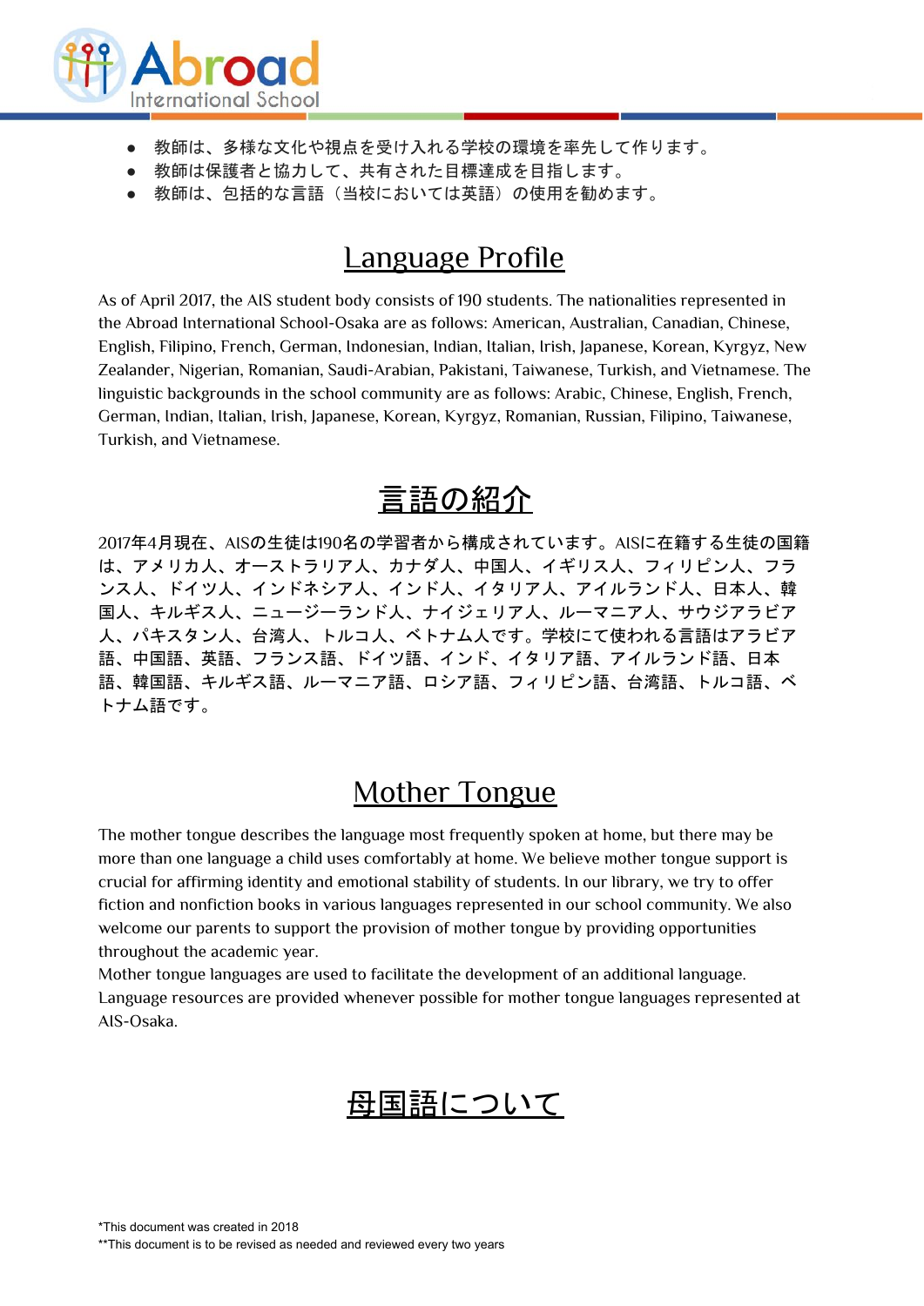- 教師は、多様な文化や視点を受け入れる学校の環境を率先して作ります。
- 教師は保護者と協力して、共有された目標達成を目指します。
- 教師は、包括的な言語（当校においては英語）の使用を勧めます。

## Language Profile

As of April 2017, the AIS student body consists of 190 students. The nationalities represented in the Abroad International School-Osaka are as follows: American, Australian, Canadian, Chinese, English, Filipino, French, German, Indonesian, Indian, Italian, Irish, Japanese, Korean, Kyrgyz, New Zealander, Nigerian, Romanian, Saudi-Arabian, Pakistani, Taiwanese, Turkish, and Vietnamese. The linguistic backgrounds in the school community are as follows: Arabic, Chinese, English, French, German, Indian, Italian, Irish, Japanese, Korean, Kyrgyz, Romanian, Russian, Filipino, Taiwanese, Turkish, and Vietnamese.

## 言語の紹介

2017年4月現在、AISの生徒は190名の学習者から構成されています。AISに在籍する生徒の国籍は、アメリカ人、オーストラリア人、カナダ人、中国人、イギリス人、フィリピン人、フランス人、ドイツ人、インドネシア人、インド人、イタリア人、アイルランド人、日本人、韓国人、キルギス人、ニュージーランド人、ナイジェリア人、ルーマニア人、サウジアラビア人、パキスタン人、台湾人、トルコ人、ベトナム人です。学校にて使われる言語はアラビア語、中国語、英語、フランス語、ドイツ語、インド、イタリア語、アイルランド語、日本語、韓国語、キルギス語、ルーマニア語、ロシア語、フィリピン語、台湾語、トルコ語、ベトナム語です。

## Mother Tongue

The mother tongue describes the language most frequently spoken at home, but there may be more than one language a child uses comfortably at home. We believe mother tongue support is crucial for affirming identity and emotional stability of students. In our library, we try to offer fiction and nonfiction books in various languages represented in our school community. We also welcome our parents to support the provision of mother tongue by providing opportunities throughout the academic year.
Mother tongue languages are used to facilitate the development of an additional language. Language resources are provided whenever possible for mother tongue languages represented at AIS-Osaka.

## 母国語について

*This document was created in 2018
**This document is to be revised as needed and reviewed every two years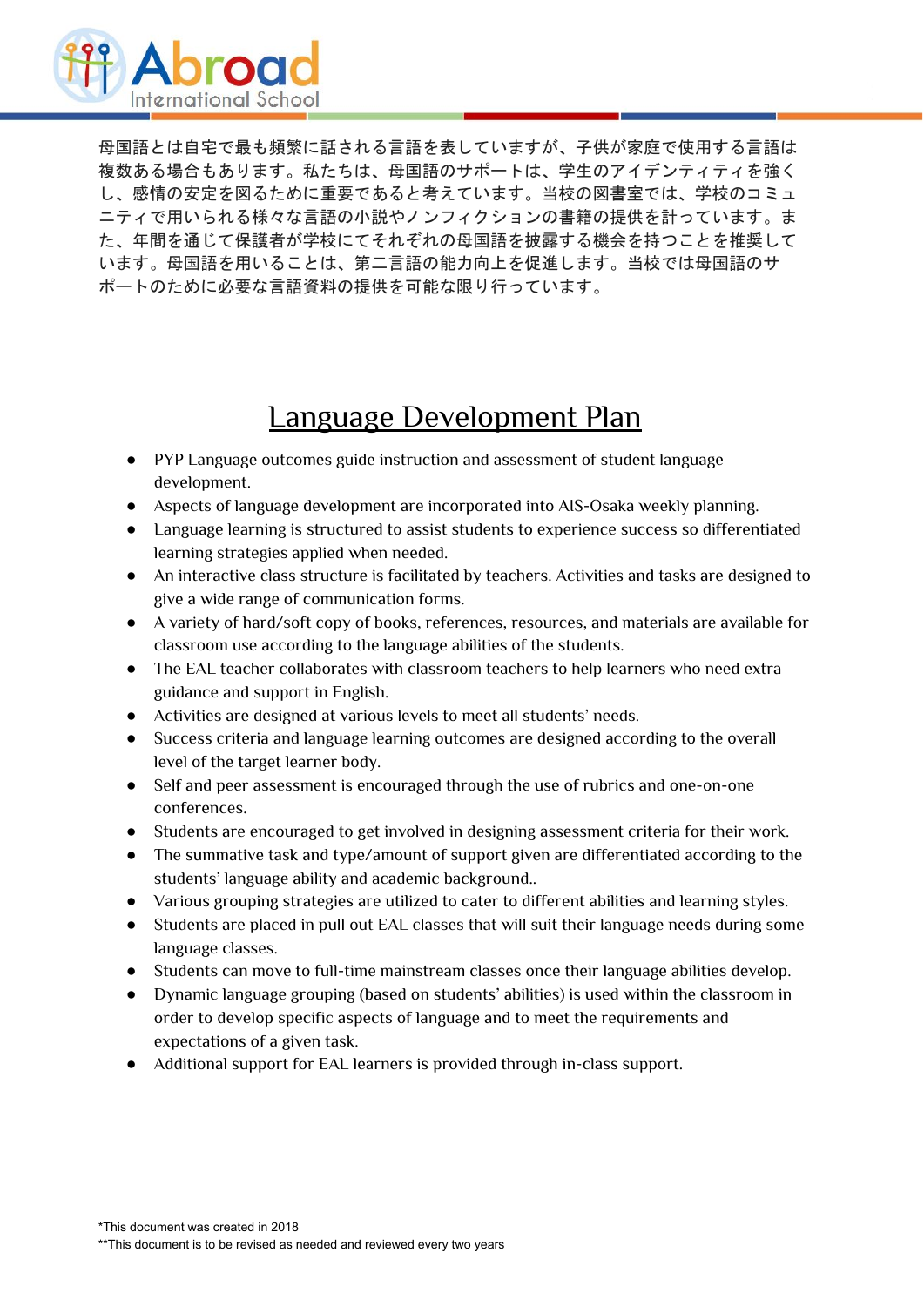母国語とは自宅で最も頻繁に話される言語を表していますが、子供が家庭で使用する言語は複数ある場合もあります。私たちは、母国語のサポートは、学生のアイデンティティを強くし、感情の安定を図るために重要であると考えています。当校の図書室では、学校のコミュニティで用いられる様々な言語の小説やノンフィクションの書籍の提供を計っています。また、年間を通じて保護者が学校にてそれぞれの母国語を披露する機会を持つことを推奨しています。母国語を用いることは、第二言語の能力向上を促進します。当校では母国語のサポートのために必要な言語資料の提供を可能な限り行っています。

# Language Development Plan

- PYP Language outcomes guide instruction and assessment of student language development.
- Aspects of language development are incorporated into AIS-Osaka weekly planning.
- Language learning is structured to assist students to experience success so differentiated learning strategies applied when needed.
- An interactive class structure is facilitated by teachers. Activities and tasks are designed to give a wide range of communication forms.
- A variety of hard/soft copy of books, references, resources, and materials are available for classroom use according to the language abilities of the students.
- The EAL teacher collaborates with classroom teachers to help learners who need extra guidance and support in English.
- Activities are designed at various levels to meet all students' needs.
- Success criteria and language learning outcomes are designed according to the overall level of the target learner body.
- Self and peer assessment is encouraged through the use of rubrics and one-on-one conferences.
- Students are encouraged to get involved in designing assessment criteria for their work.
- The summative task and type/amount of support given are differentiated according to the students' language ability and academic background..
- Various grouping strategies are utilized to cater to different abilities and learning styles.
- Students are placed in pull out EAL classes that will suit their language needs during some language classes.
- Students can move to full-time mainstream classes once their language abilities develop.
- Dynamic language grouping (based on students' abilities) is used within the classroom in order to develop specific aspects of language and to meet the requirements and expectations of a given task.
- Additional support for EAL learners is provided through in-class support.

*This document was created in 2018
**This document is to be revised as needed and reviewed every two years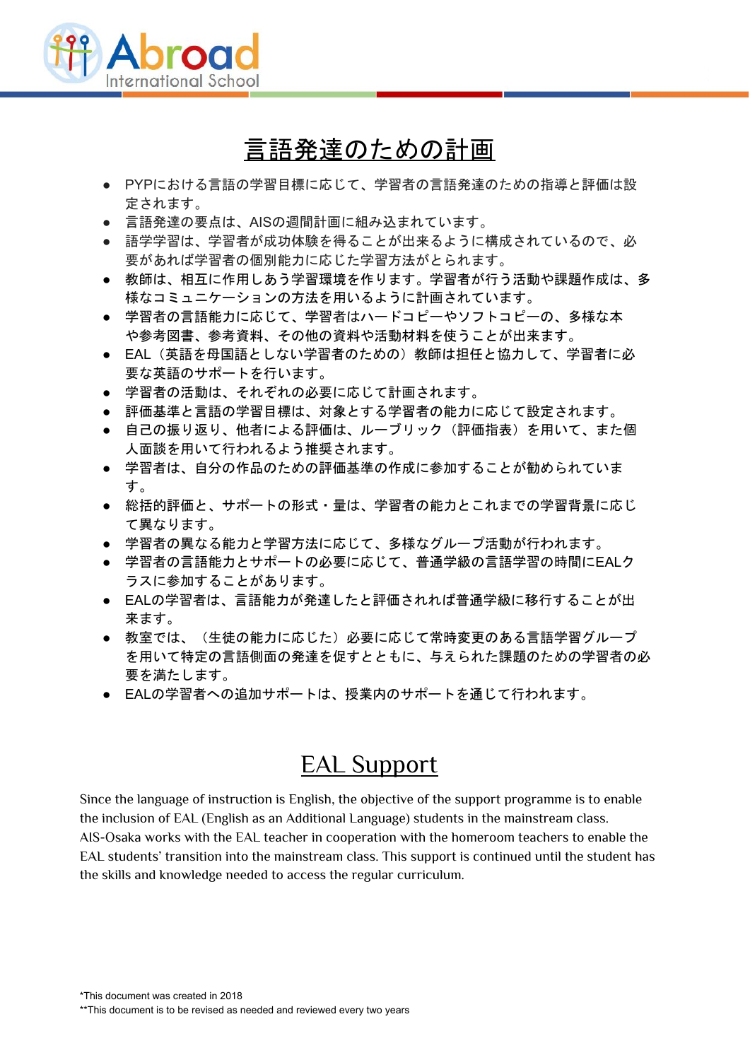# 言語発達のための計画

- PYPにおける言語の学習目標に応じて、学習者の言語発達のための指導と評価は設定されます。
- 言語発達の要点は、AISの週間計画に組み込まれています。
- 語学学習は、学習者が成功体験を得ることが出来るように構成されているので、必要があれば学習者の個別能力に応じた学習方法がとられます。
- 教師は、相互に作用しあう学習環境を作ります。学習者が行う活動や課題作成は、多様なコミュニケーションの方法を用いるように計画されています。
- 学習者の言語能力に応じて、学習者はハードコピーやソフトコピーの、多様な本や参考図書、参考資料、その他の資料や活動材料を使うことが出来ます。
- EAL（英語を母国語としない学習者のための）教師は担任と協力して、学習者に必要な英語のサポートを行います。
- 学習者の活動は、それぞれの必要に応じて計画されます。
- 評価基準と言語の学習目標は、対象とする学習者の能力に応じて設定されます。
- 自己の振り返り、他者による評価は、ルーブリック（評価指表）を用いて、また個人面談を用いて行われるよう推奨されます。
- 学習者は、自分の作品のための評価基準の作成に参加することが勧められています。
- 総括的評価と、サポートの形式・量は、学習者の能力とこれまでの学習背景に応じて異なります。
- 学習者の異なる能力と学習方法に応じて、多様なグループ活動が行われます。
- 学習者の言語能力とサポートの必要に応じて、普通学級の言語学習の時間にEALクラスに参加することがあります。
- EALの学習者は、言語能力が発達したと評価されれば普通学級に移行することが出来ます。
- 教室では、（生徒の能力に応じた）必要に応じて常時変更のある言語学習グループを用いて特定の言語側面の発達を促すとともに、与えられた課題のための学習者の必要を満たします。
- EALの学習者への追加サポートは、授業内のサポートを通じて行われます。

# EAL Support

Since the language of instruction is English, the objective of the support programme is to enable the inclusion of EAL (English as an Additional Language) students in the mainstream class. AIS-Osaka works with the EAL teacher in cooperation with the homeroom teachers to enable the EAL students' transition into the mainstream class. This support is continued until the student has the skills and knowledge needed to access the regular curriculum.

*This document was created in 2018
**This document is to be revised as needed and reviewed every two years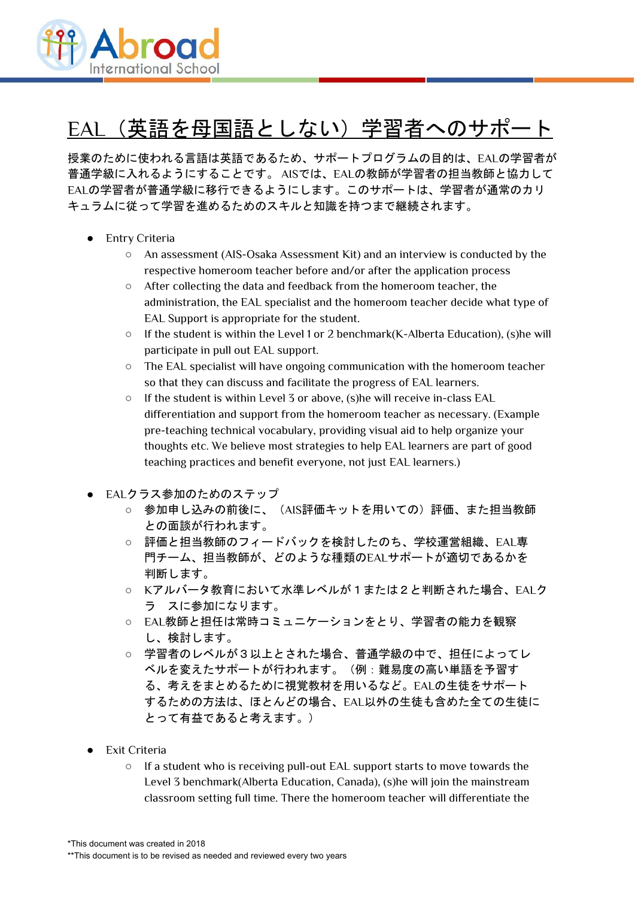# EAL（英語を母国語としない）学習者へのサポート

授業のために使われる言語は英語であるため、サポートプログラムの目的は、EALの学習者が普通学級に入れるようにすることです。 AISでは、EALの教師が学習者の担当教師と協力してEALの学習者が普通学級に移行できるようにします。このサポートは、学習者が通常のカリキュラムに従って学習を進めるためのスキルと知識を持つまで継続されます。

- Entry Criteria
  - An assessment (AIS-Osaka Assessment Kit) and an interview is conducted by the respective homeroom teacher before and/or after the application process
  - After collecting the data and feedback from the homeroom teacher, the administration, the EAL specialist and the homeroom teacher decide what type of EAL Support is appropriate for the student.
  - If the student is within the Level 1 or 2 benchmark(K-Alberta Education), (s)he will participate in pull out EAL support.
  - The EAL specialist will have ongoing communication with the homeroom teacher so that they can discuss and facilitate the progress of EAL learners.
  - If the student is within Level 3 or above, (s)he will receive in-class EAL differentiation and support from the homeroom teacher as necessary. (Example pre-teaching technical vocabulary, providing visual aid to help organize your thoughts etc. We believe most strategies to help EAL learners are part of good teaching practices and benefit everyone, not just EAL learners.)

- EALクラス参加のためのステップ
  - 参加申し込みの前後に、（AIS評価キットを用いての）評価、また担当教師との面談が行われます。
  - 評価と担当教師のフィードバックを検討したのち、学校運営組織、EAL専門チーム、担当教師が、どのような種類のEALサポートが適切であるかを判断します。
  - Kアルバータ教育において水準レベルが１または２と判断された場合、EALクラ　スに参加になります。
  - EAL教師と担任は常時コミュニケーションをとり、学習者の能力を観察し、検討します。
  - 学習者のレベルが３以上とされた場合、普通学級の中で、担任によってレベルを変えたサポートが行われます。（例：難易度の高い単語を予習する、考えをまとめるために視覚教材を用いるなど。EALの生徒をサポートするための方法は、ほとんどの場合、EAL以外の生徒も含めた全ての生徒にとって有益であると考えます。）

- Exit Criteria
  - If a student who is receiving pull-out EAL support starts to move towards the Level 3 benchmark(Alberta Education, Canada), (s)he will join the mainstream classroom setting full time. There the homeroom teacher will differentiate the

*This document was created in 2018

**This document is to be revised as needed and reviewed every two years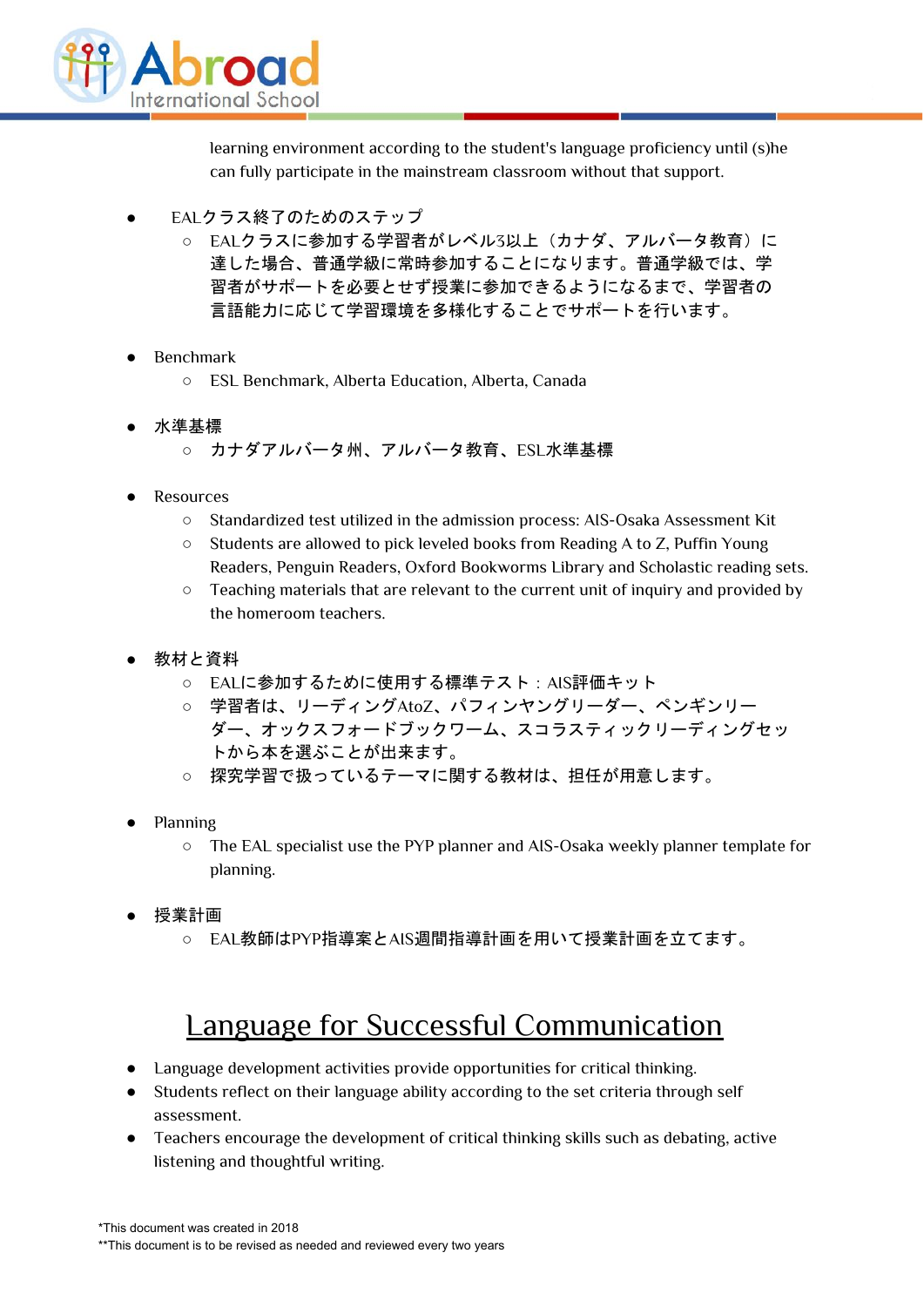learning environment according to the student's language proficiency until (s)he can fully participate in the mainstream classroom without that support.

- EALクラス終了のためのステップ
  - EALクラスに参加する学習者がレベル3以上（カナダ、アルバータ教育）に達した場合、普通学級に常時参加することになります。普通学級では、学習者がサポートを必要とせず授業に参加できるようになるまで、学習者の言語能力に応じて学習環境を多様化することでサポートを行います。

- Benchmark
  - ESL Benchmark, Alberta Education, Alberta, Canada

- 水準基標
  - カナダアルバータ州、アルバータ教育、ESL水準基標

- Resources
  - Standardized test utilized in the admission process: AIS-Osaka Assessment Kit
  - Students are allowed to pick leveled books from Reading A to Z, Puffin Young Readers, Penguin Readers, Oxford Bookworms Library and Scholastic reading sets.
  - Teaching materials that are relevant to the current unit of inquiry and provided by the homeroom teachers.

- 教材と資料
  - EALに参加するために使用する標準テスト：AIS評価キット
  - 学習者は、リーディングAtoZ、パフィンヤングリーダー、ペンギンリーダー、オックスフォードブックワーム、スコラスティックリーディングセットから本を選ぶことが出来ます。
  - 探究学習で扱っているテーマに関する教材は、担任が用意します。

- Planning
  - The EAL specialist use the PYP planner and AIS-Osaka weekly planner template for planning.

- 授業計画
  - EAL教師はPYP指導案とAIS週間指導計画を用いて授業計画を立てます。

## Language for Successful Communication

- Language development activities provide opportunities for critical thinking.
- Students reflect on their language ability according to the set criteria through self assessment.
- Teachers encourage the development of critical thinking skills such as debating, active listening and thoughtful writing.

*This document was created in 2018
**This document is to be revised as needed and reviewed every two years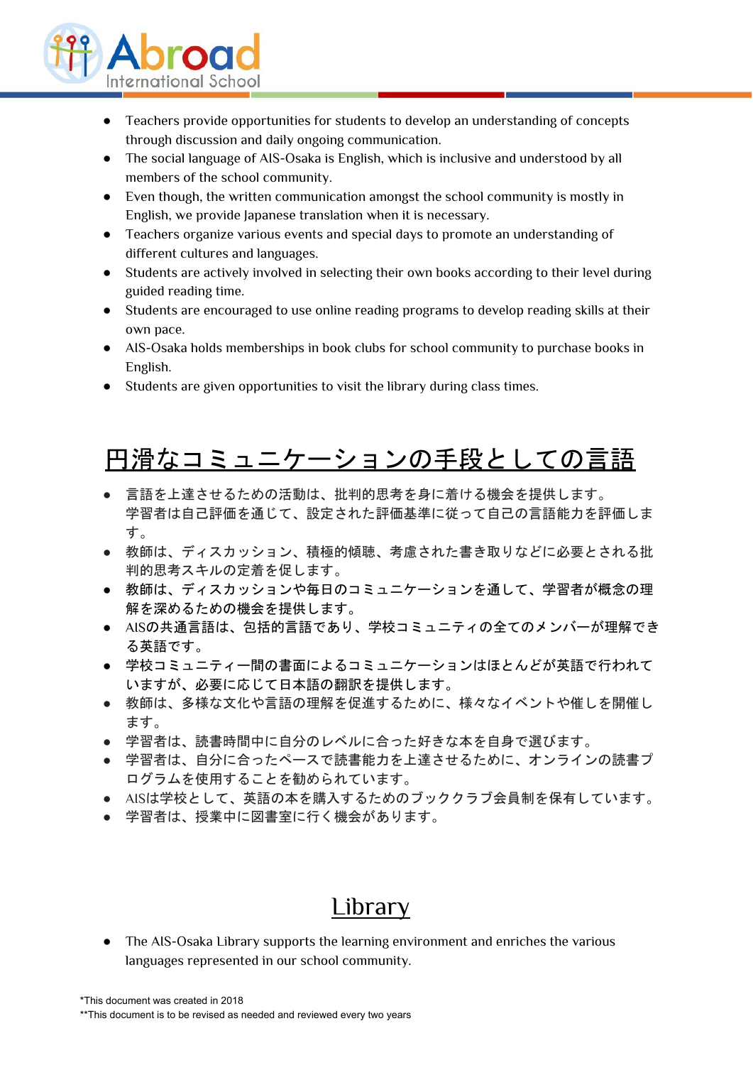- Teachers provide opportunities for students to develop an understanding of concepts through discussion and daily ongoing communication.
- The social language of AIS-Osaka is English, which is inclusive and understood by all members of the school community.
- Even though, the written communication amongst the school community is mostly in English, we provide Japanese translation when it is necessary.
- Teachers organize various events and special days to promote an understanding of different cultures and languages.
- Students are actively involved in selecting their own books according to their level during guided reading time.
- Students are encouraged to use online reading programs to develop reading skills at their own pace.
- AIS-Osaka holds memberships in book clubs for school community to purchase books in English.
- Students are given opportunities to visit the library during class times.

## 円滑なコミュニケーションの手段としての言語

- 言語を上達させるための活動は、批判的思考を身に着ける機会を提供します。学習者は自己評価を通じて、設定された評価基準に従って自己の言語能力を評価します。
- 教師は、ディスカッション、積極的傾聴、考慮された書き取りなどに必要とされる批判的思考スキルの定着を促します。
- 教師は、ディスカッションや毎日のコミュニケーションを通して、学習者が概念の理解を深めるための機会を提供します。
- AISの共通言語は、包括的言語であり、学校コミュニティの全てのメンバーが理解できる英語です。
- 学校コミュニティー間の書面によるコミュニケーションはほとんどが英語で行われていますが、必要に応じて日本語の翻訳を提供します。
- 教師は、多様な文化や言語の理解を促進するために、様々なイベントや催しを開催します。
- 学習者は、読書時間中に自分のレベルに合った好きな本を自身で選びます。
- 学習者は、自分に合ったペースで読書能力を上達させるために、オンラインの読書プログラムを使用することを勧められています。
- AISは学校として、英語の本を購入するためのブッククラブ会員制を保有しています。
- 学習者は、授業中に図書室に行く機会があります。

## Library

- The AIS-Osaka Library supports the learning environment and enriches the various languages represented in our school community.

*This document was created in 2018
**This document is to be revised as needed and reviewed every two years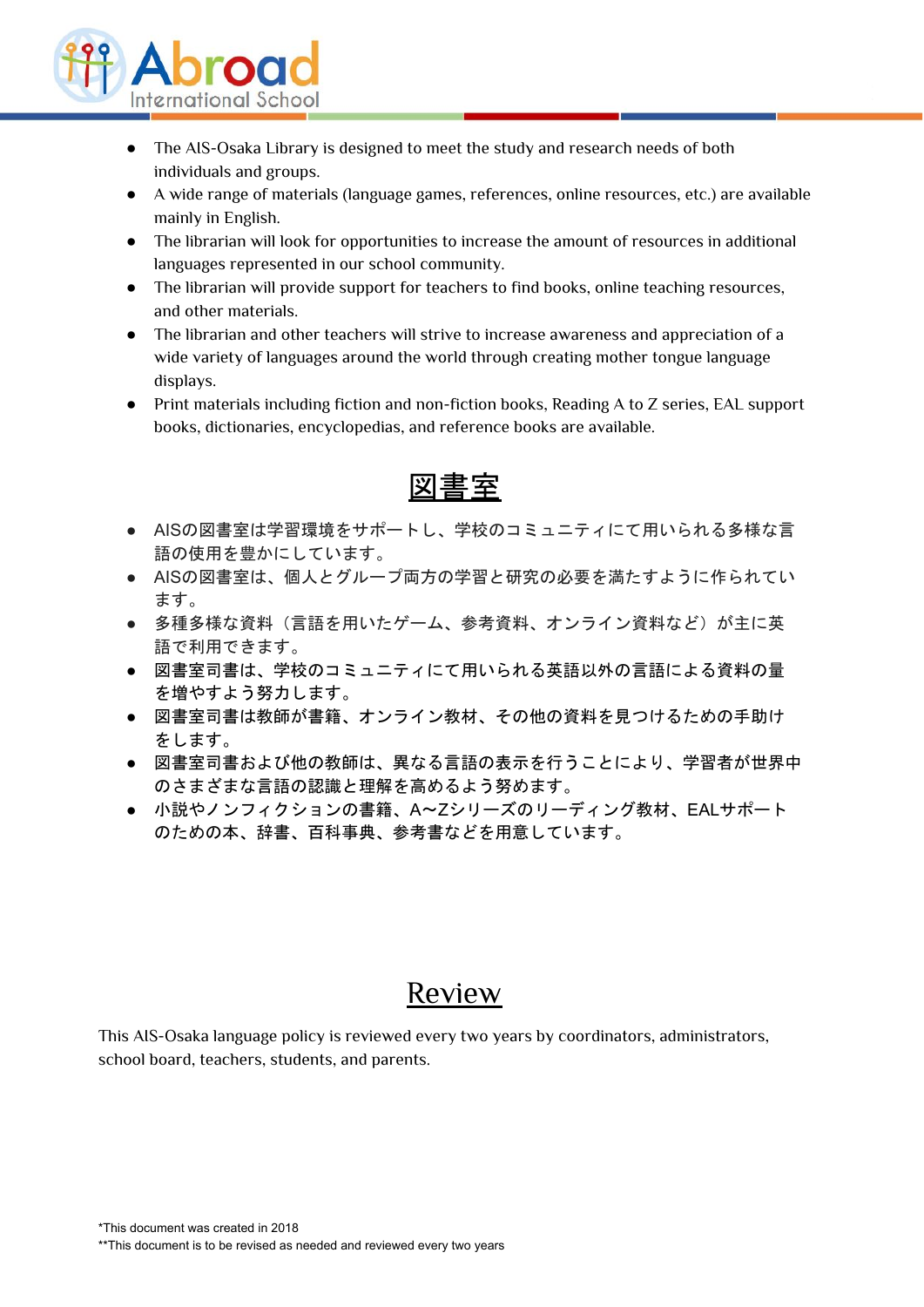- The AIS-Osaka Library is designed to meet the study and research needs of both individuals and groups.
- A wide range of materials (language games, references, online resources, etc.) are available mainly in English.
- The librarian will look for opportunities to increase the amount of resources in additional languages represented in our school community.
- The librarian will provide support for teachers to find books, online teaching resources, and other materials.
- The librarian and other teachers will strive to increase awareness and appreciation of a wide variety of languages around the world through creating mother tongue language displays.
- Print materials including fiction and non-fiction books, Reading A to Z series, EAL support books, dictionaries, encyclopedias, and reference books are available.

# 図書室

- AISの図書室は学習環境をサポートし、学校のコミュニティにて用いられる多様な言語の使用を豊かにしています。
- AISの図書室は、個人とグループ両方の学習と研究の必要を満たすように作られています。
- 多種多様な資料（言語を用いたゲーム、参考資料、オンライン資料など）が主に英語で利用できます。
- 図書室司書は、学校のコミュニティにて用いられる英語以外の言語による資料の量を増やすよう努力します。
- 図書室司書は教師が書籍、オンライン教材、その他の資料を見つけるための手助けをします。
- 図書室司書および他の教師は、異なる言語の表示を行うことにより、学習者が世界中のさまざまな言語の認識と理解を高めるよう努めます。
- 小説やノンフィクションの書籍、A~Zシリーズのリーディング教材、EALサポートのための本、辞書、百科事典、参考書などを用意しています。

# Review

This AIS-Osaka language policy is reviewed every two years by coordinators, administrators, school board, teachers, students, and parents.

*This document was created in 2018

**This document is to be revised as needed and reviewed every two years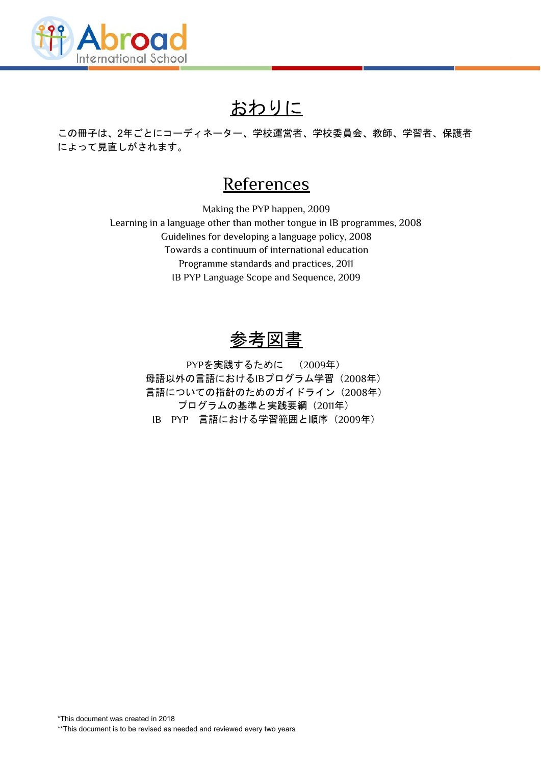# おわりに

この冊子は、2年ごとにコーディネーター、学校運営者、学校委員会、教師、学習者、保護者によって見直しがされます。

# References

Making the PYP happen, 2009
Learning in a language other than mother tongue in IB programmes, 2008
Guidelines for developing a language policy, 2008
Towards a continuum of international education
Programme standards and practices, 2011
IB PYP Language Scope and Sequence, 2009

# 参考図書

PYPを実践するために　（2009年）
母語以外の言語におけるIBプログラム学習（2008年）
言語についての指針のためのガイドライン（2008年）
プログラムの基準と実践要綱（2011年）
IB　PYP　言語における学習範囲と順序（2009年）

*This document was created in 2018
**This document is to be revised as needed and reviewed every two years